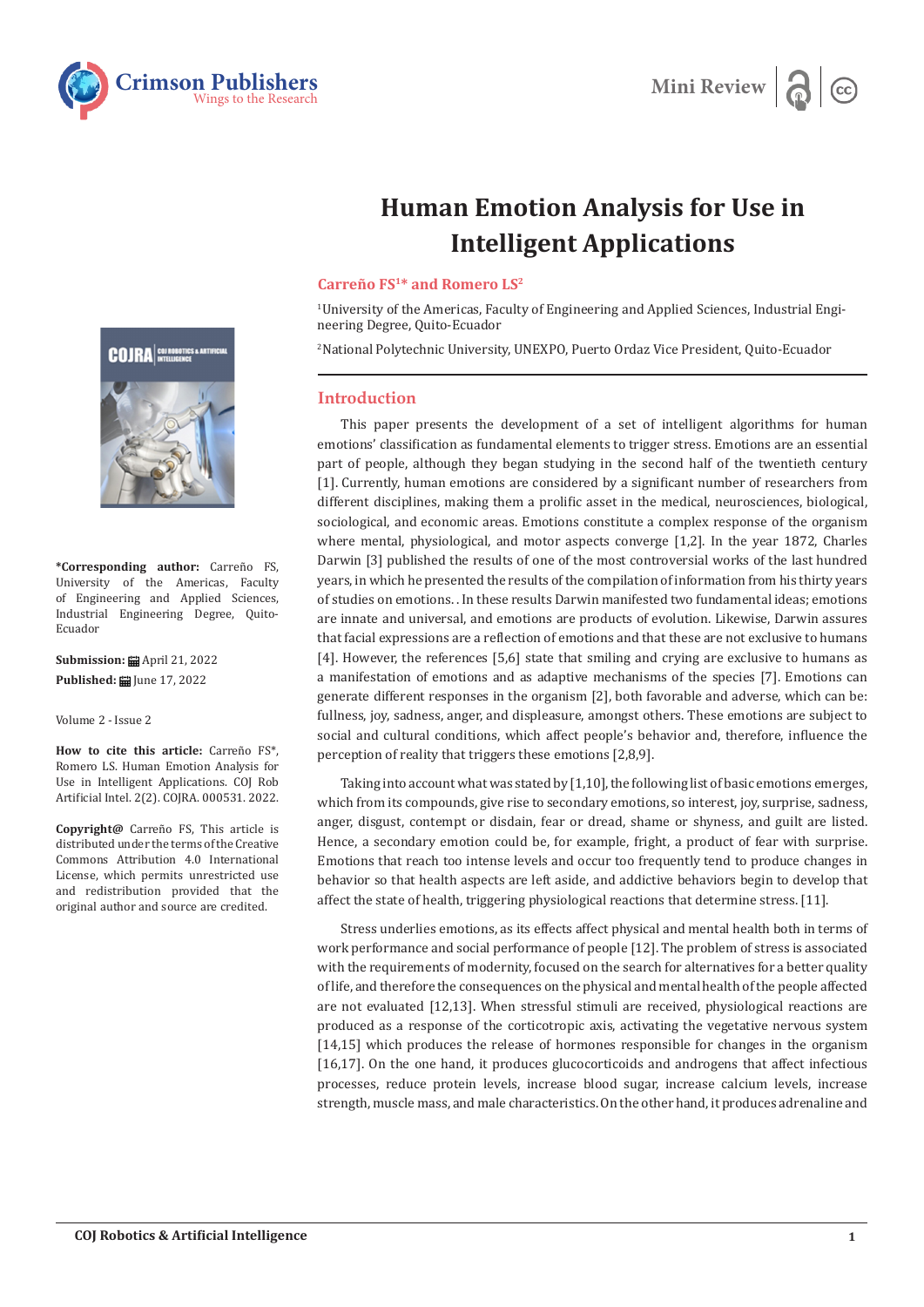Mini Review

# Human Emotion Analysis for Use in Intelligent Applications

**Carreño FS[1]* and Romero LS[2]**

[1]University of the Americas, Faculty of Engineering and Applied Sciences, Industrial Engineering Degree, Quito-Ecuador

[2]National Polytechnic University, UNEXPO, Puerto Ordaz Vice President, Quito-Ecuador

**\*Corresponding author:** Carreño FS, University of the Americas, Faculty of Engineering and Applied Sciences, Industrial Engineering Degree, Quito-Ecuador

**Submission:** April 21, 2022
**Published:** June 17, 2022

Volume 2 - Issue 2

**How to cite this article:** Carreño FS*, Romero LS. Human Emotion Analysis for Use in Intelligent Applications. COJ Rob Artificial Intel. 2(2). COJRA. 000531. 2022.

**Copyright@** Carreño FS, This article is distributed under the terms of the Creative Commons Attribution 4.0 International License, which permits unrestricted use and redistribution provided that the original author and source are credited.

## Introduction

This paper presents the development of a set of intelligent algorithms for human emotions' classification as fundamental elements to trigger stress. Emotions are an essential part of people, although they began studying in the second half of the twentieth century [1]. Currently, human emotions are considered by a significant number of researchers from different disciplines, making them a prolific asset in the medical, neurosciences, biological, sociological, and economic areas. Emotions constitute a complex response of the organism where mental, physiological, and motor aspects converge [1,2]. In the year 1872, Charles Darwin [3] published the results of one of the most controversial works of the last hundred years, in which he presented the results of the compilation of information from his thirty years of studies on emotions. . In these results Darwin manifested two fundamental ideas; emotions are innate and universal, and emotions are products of evolution. Likewise, Darwin assures that facial expressions are a reflection of emotions and that these are not exclusive to humans [4]. However, the references [5,6] state that smiling and crying are exclusive to humans as a manifestation of emotions and as adaptive mechanisms of the species [7]. Emotions can generate different responses in the organism [2], both favorable and adverse, which can be: fullness, joy, sadness, anger, and displeasure, amongst others. These emotions are subject to social and cultural conditions, which affect people's behavior and, therefore, influence the perception of reality that triggers these emotions [2,8,9].

Taking into account what was stated by [1,10], the following list of basic emotions emerges, which from its compounds, give rise to secondary emotions, so interest, joy, surprise, sadness, anger, disgust, contempt or disdain, fear or dread, shame or shyness, and guilt are listed. Hence, a secondary emotion could be, for example, fright, a product of fear with surprise. Emotions that reach too intense levels and occur too frequently tend to produce changes in behavior so that health aspects are left aside, and addictive behaviors begin to develop that affect the state of health, triggering physiological reactions that determine stress. [11].

Stress underlies emotions, as its effects affect physical and mental health both in terms of work performance and social performance of people [12]. The problem of stress is associated with the requirements of modernity, focused on the search for alternatives for a better quality of life, and therefore the consequences on the physical and mental health of the people affected are not evaluated [12,13]. When stressful stimuli are received, physiological reactions are produced as a response of the corticotropic axis, activating the vegetative nervous system [14,15] which produces the release of hormones responsible for changes in the organism [16,17]. On the one hand, it produces glucocorticoids and androgens that affect infectious processes, reduce protein levels, increase blood sugar, increase calcium levels, increase strength, muscle mass, and male characteristics. On the other hand, it produces adrenaline and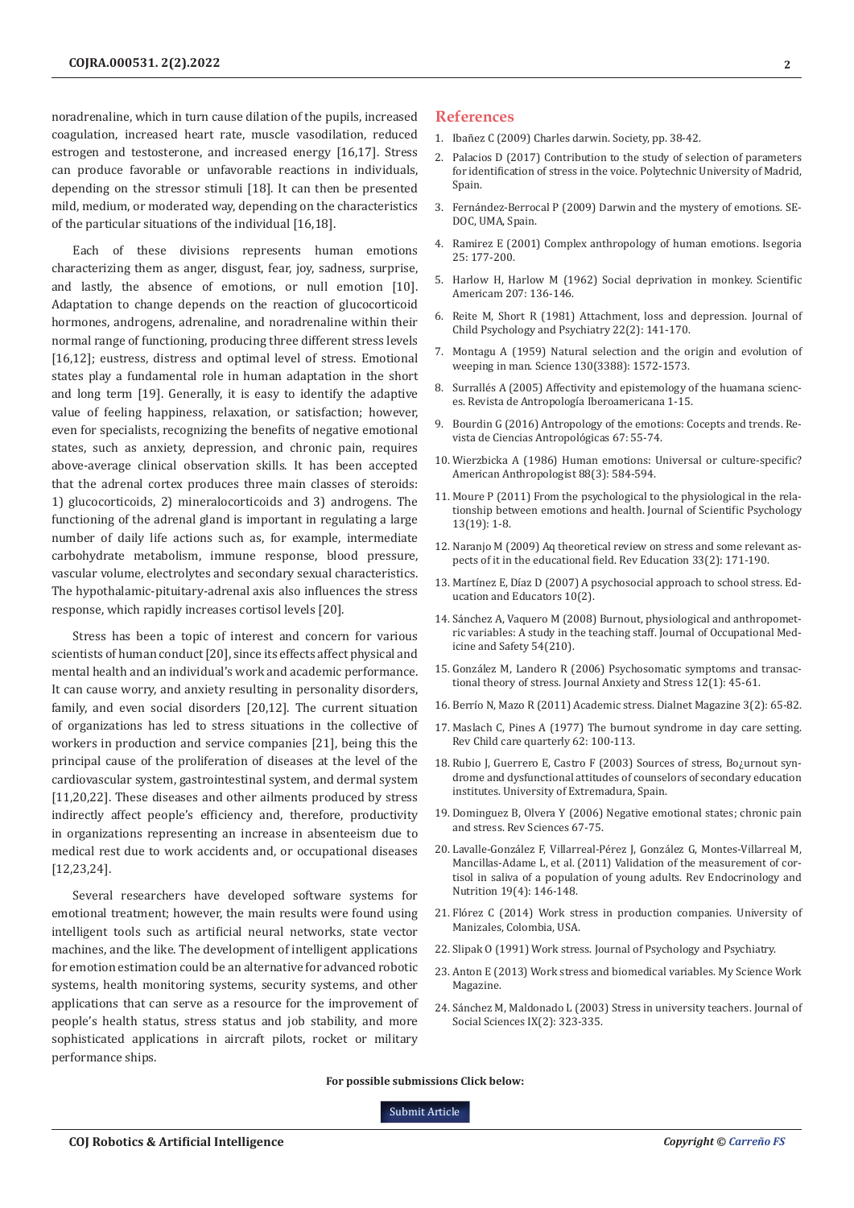noradrenaline, which in turn cause dilation of the pupils, increased coagulation, increased heart rate, muscle vasodilation, reduced estrogen and testosterone, and increased energy [16,17]. Stress can produce favorable or unfavorable reactions in individuals, depending on the stressor stimuli [18]. It can then be presented mild, medium, or moderated way, depending on the characteristics of the particular situations of the individual [16,18].

Each of these divisions represents human emotions characterizing them as anger, disgust, fear, joy, sadness, surprise, and lastly, the absence of emotions, or null emotion [10]. Adaptation to change depends on the reaction of glucocorticoid hormones, androgens, adrenaline, and noradrenaline within their normal range of functioning, producing three different stress levels [16,12]; eustress, distress and optimal level of stress. Emotional states play a fundamental role in human adaptation in the short and long term [19]. Generally, it is easy to identify the adaptive value of feeling happiness, relaxation, or satisfaction; however, even for specialists, recognizing the benefits of negative emotional states, such as anxiety, depression, and chronic pain, requires above-average clinical observation skills. It has been accepted that the adrenal cortex produces three main classes of steroids: 1) glucocorticoids, 2) mineralocorticoids and 3) androgens. The functioning of the adrenal gland is important in regulating a large number of daily life actions such as, for example, intermediate carbohydrate metabolism, immune response, blood pressure, vascular volume, electrolytes and secondary sexual characteristics. The hypothalamic-pituitary-adrenal axis also influences the stress response, which rapidly increases cortisol levels [20].

Stress has been a topic of interest and concern for various scientists of human conduct [20], since its effects affect physical and mental health and an individual's work and academic performance. It can cause worry, and anxiety resulting in personality disorders, family, and even social disorders [20,12]. The current situation of organizations has led to stress situations in the collective of workers in production and service companies [21], being this the principal cause of the proliferation of diseases at the level of the cardiovascular system, gastrointestinal system, and dermal system [11,20,22]. These diseases and other ailments produced by stress indirectly affect people's efficiency and, therefore, productivity in organizations representing an increase in absenteeism due to medical rest due to work accidents and, or occupational diseases [12,23,24].

Several researchers have developed software systems for emotional treatment; however, the main results were found using intelligent tools such as artificial neural networks, state vector machines, and the like. The development of intelligent applications for emotion estimation could be an alternative for advanced robotic systems, health monitoring systems, security systems, and other applications that can serve as a resource for the improvement of people's health status, stress status and job stability, and more sophisticated applications in aircraft pilots, rocket or military performance ships.

## References

1. Ibañez C (2009) Charles darwin. Society, pp. 38-42.
2. Palacios D (2017) Contribution to the study of selection of parameters for identification of stress in the voice. Polytechnic University of Madrid, Spain.
3. Fernández-Berrocal P (2009) Darwin and the mystery of emotions. SE-DOC, UMA, Spain.
4. Ramirez E (2001) Complex anthropology of human emotions. Isegoria 25: 177-200.
5. Harlow H, Harlow M (1962) Social deprivation in monkey. Scientific Americam 207: 136-146.
6. Reite M, Short R (1981) Attachment, loss and depression. Journal of Child Psychology and Psychiatry 22(2): 141-170.
7. Montagu A (1959) Natural selection and the origin and evolution of weeping in man. Science 130(3388): 1572-1573.
8. Surrallés A (2005) Affectivity and epistemology of the huamana sciences. Revista de Antropología Iberoamericana 1-15.
9. Bourdin G (2016) Antropology of the emotions: Cocepts and trends. Revista de Ciencias Antropológicas 67: 55-74.
10. Wierzbicka A (1986) Human emotions: Universal or culture-specific? American Anthropologist 88(3): 584-594.
11. Moure P (2011) From the psychological to the physiological in the relationship between emotions and health. Journal of Scientific Psychology 13(19): 1-8.
12. Naranjo M (2009) Aq theoretical review on stress and some relevant aspects of it in the educational field. Rev Education 33(2): 171-190.
13. Martínez E, Díaz D (2007) A psychosocial approach to school stress. Education and Educators 10(2).
14. Sánchez A, Vaquero M (2008) Burnout, physiological and anthropometric variables: A study in the teaching staff. Journal of Occupational Medicine and Safety 54(210).
15. González M, Landero R (2006) Psychosomatic symptoms and transactional theory of stress. Journal Anxiety and Stress 12(1): 45-61.
16. Berrío N, Mazo R (2011) Academic stress. Dialnet Magazine 3(2): 65-82.
17. Maslach C, Pines A (1977) The burnout syndrome in day care setting. Rev Child care quarterly 62: 100-113.
18. Rubio J, Guerrero E, Castro F (2003) Sources of stress, Bo¿urnout syndrome and dysfunctional attitudes of counselors of secondary education institutes. University of Extremadura, Spain.
19. Dominguez B, Olvera Y (2006) Negative emotional states; chronic pain and stress. Rev Sciences 67-75.
20. Lavalle-González F, Villarreal-Pérez J, González G, Montes-Villarreal M, Mancillas-Adame L, et al. (2011) Validation of the measurement of cortisol in saliva of a population of young adults. Rev Endocrinology and Nutrition 19(4): 146-148.
21. Flórez C (2014) Work stress in production companies. University of Manizales, Colombia, USA.
22. Slipak O (1991) Work stress. Journal of Psychology and Psychiatry.
23. Anton E (2013) Work stress and biomedical variables. My Science Work Magazine.
24. Sánchez M, Maldonado L (2003) Stress in university teachers. Journal of Social Sciences IX(2): 323-335.

**For possible submissions Click below:**

Submit Article